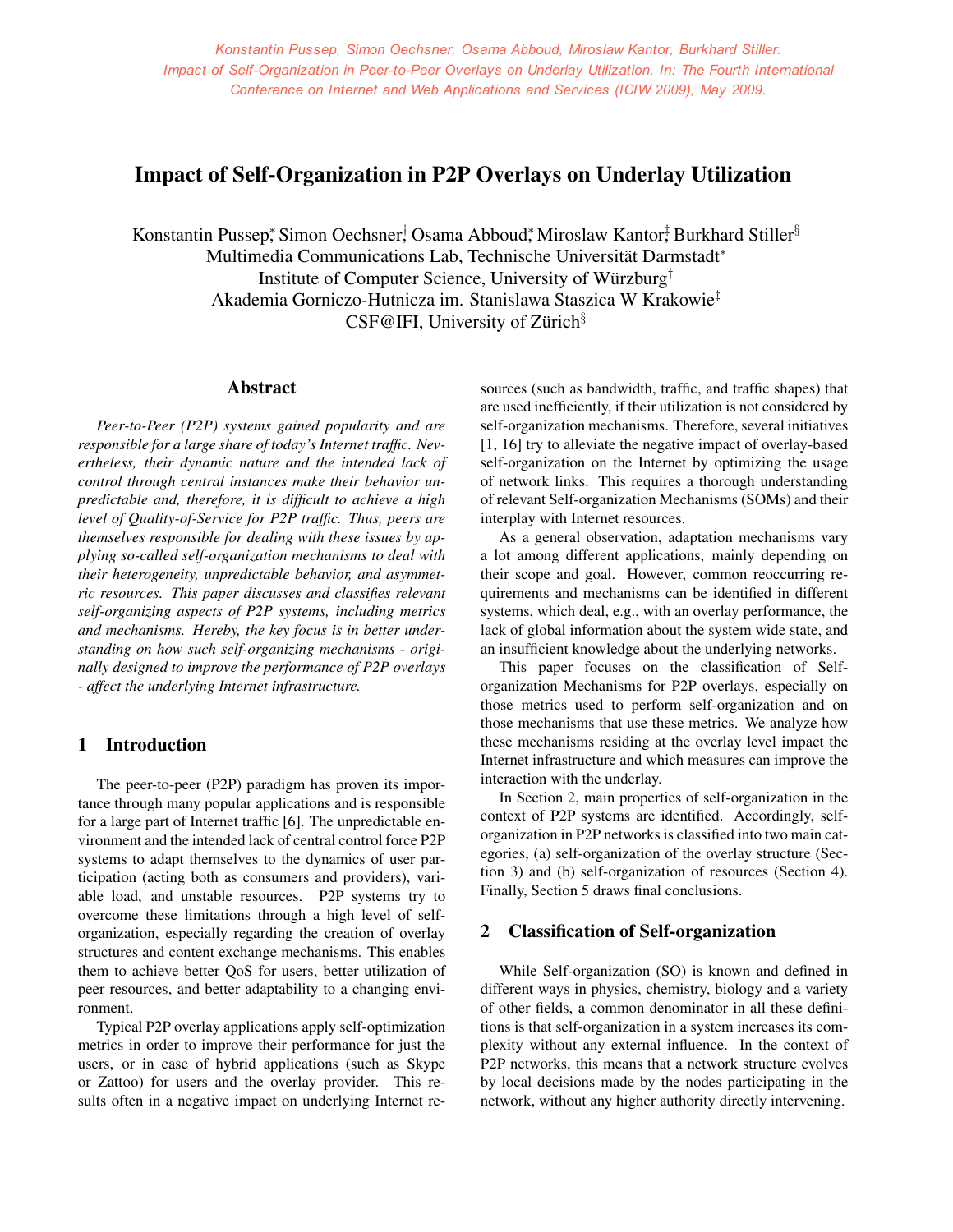Konstantin Pussep, Simon Oechsner, Osama Abboud, Miroslaw Kantor, Burkhard Stiller: Impact of Self-Organization in Peer-to-Peer Overlays on Underlay Utilization. In: The Fourth International Conference on Internet and Web Applications and Services (ICIW 2009), May 2009.

# Impact of Self-Organization in P2P Overlays on Underlay Utilization

Konstantin Pussep[*], Simon Oechsner[†], Osama Abboud[*], Miroslaw Kantor[‡], Burkhard Stiller[§]
Multimedia Communications Lab, Technische Universität Darmstadt[*]
Institute of Computer Science, University of Würzburg[†]
Akademia Gorniczo-Hutnicza im. Stanislawa Staszica W Krakowie[‡]
CSF@IFI, University of Zürich[§]

## Abstract

*Peer-to-Peer (P2P) systems gained popularity and are responsible for a large share of today's Internet traffic. Nevertheless, their dynamic nature and the intended lack of control through central instances make their behavior unpredictable and, therefore, it is difficult to achieve a high level of Quality-of-Service for P2P traffic. Thus, peers are themselves responsible for dealing with these issues by applying so-called self-organization mechanisms to deal with their heterogeneity, unpredictable behavior, and asymmetric resources. This paper discusses and classifies relevant self-organizing aspects of P2P systems, including metrics and mechanisms. Hereby, the key focus is in better understanding on how such self-organizing mechanisms - originally designed to improve the performance of P2P overlays - affect the underlying Internet infrastructure.*

## 1 Introduction

The peer-to-peer (P2P) paradigm has proven its importance through many popular applications and is responsible for a large part of Internet traffic [6]. The unpredictable environment and the intended lack of central control force P2P systems to adapt themselves to the dynamics of user participation (acting both as consumers and providers), variable load, and unstable resources. P2P systems try to overcome these limitations through a high level of self-organization, especially regarding the creation of overlay structures and content exchange mechanisms. This enables them to achieve better QoS for users, better utilization of peer resources, and better adaptability to a changing environment.

Typical P2P overlay applications apply self-optimization metrics in order to improve their performance for just the users, or in case of hybrid applications (such as Skype or Zattoo) for users and the overlay provider. This results often in a negative impact on underlying Internet resources (such as bandwidth, traffic, and traffic shapes) that are used inefficiently, if their utilization is not considered by self-organization mechanisms. Therefore, several initiatives [1, 16] try to alleviate the negative impact of overlay-based self-organization on the Internet by optimizing the usage of network links. This requires a thorough understanding of relevant Self-organization Mechanisms (SOMs) and their interplay with Internet resources.

As a general observation, adaptation mechanisms vary a lot among different applications, mainly depending on their scope and goal. However, common reoccurring requirements and mechanisms can be identified in different systems, which deal, e.g., with an overlay performance, the lack of global information about the system wide state, and an insufficient knowledge about the underlying networks.

This paper focuses on the classification of Self-organization Mechanisms for P2P overlays, especially on those metrics used to perform self-organization and on those mechanisms that use these metrics. We analyze how these mechanisms residing at the overlay level impact the Internet infrastructure and which measures can improve the interaction with the underlay.

In Section 2, main properties of self-organization in the context of P2P systems are identified. Accordingly, self-organization in P2P networks is classified into two main categories, (a) self-organization of the overlay structure (Section 3) and (b) self-organization of resources (Section 4). Finally, Section 5 draws final conclusions.

## 2 Classification of Self-organization

While Self-organization (SO) is known and defined in different ways in physics, chemistry, biology and a variety of other fields, a common denominator in all these definitions is that self-organization in a system increases its complexity without any external influence. In the context of P2P networks, this means that a network structure evolves by local decisions made by the nodes participating in the network, without any higher authority directly intervening.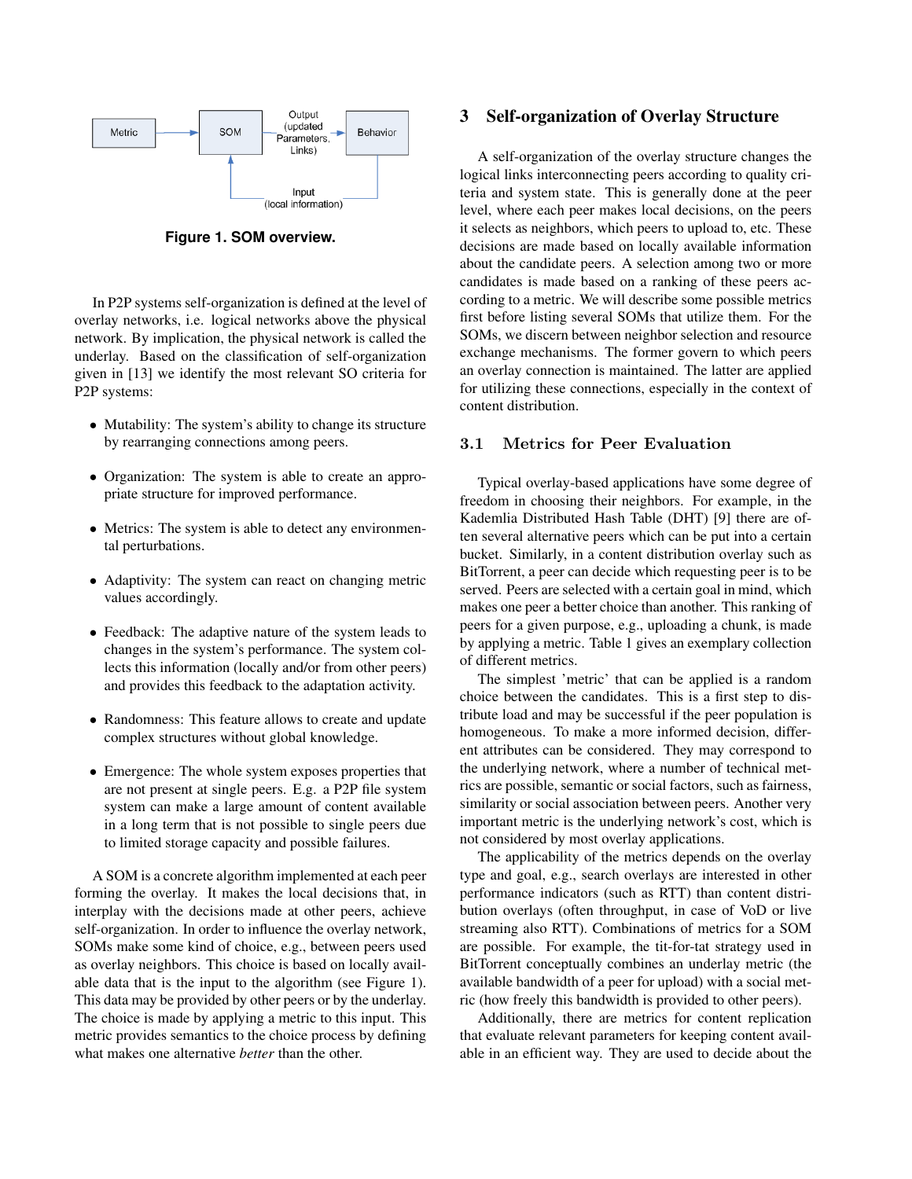Figure 1. SOM overview.

In P2P systems self-organization is defined at the level of overlay networks, i.e. logical networks above the physical network. By implication, the physical network is called the underlay. Based on the classification of self-organization given in [13] we identify the most relevant SO criteria for P2P systems:

- Mutability: The system's ability to change its structure by rearranging connections among peers.
- Organization: The system is able to create an appropriate structure for improved performance.
- Metrics: The system is able to detect any environmental perturbations.
- Adaptivity: The system can react on changing metric values accordingly.
- Feedback: The adaptive nature of the system leads to changes in the system's performance. The system collects this information (locally and/or from other peers) and provides this feedback to the adaptation activity.
- Randomness: This feature allows to create and update complex structures without global knowledge.
- Emergence: The whole system exposes properties that are not present at single peers. E.g. a P2P file system system can make a large amount of content available in a long term that is not possible to single peers due to limited storage capacity and possible failures.

A SOM is a concrete algorithm implemented at each peer forming the overlay. It makes the local decisions that, in interplay with the decisions made at other peers, achieve self-organization. In order to influence the overlay network, SOMs make some kind of choice, e.g., between peers used as overlay neighbors. This choice is based on locally available data that is the input to the algorithm (see Figure 1). This data may be provided by other peers or by the underlay. The choice is made by applying a metric to this input. This metric provides semantics to the choice process by defining what makes one alternative *better* than the other.

## 3 Self-organization of Overlay Structure

A self-organization of the overlay structure changes the logical links interconnecting peers according to quality criteria and system state. This is generally done at the peer level, where each peer makes local decisions, on the peers it selects as neighbors, which peers to upload to, etc. These decisions are made based on locally available information about the candidate peers. A selection among two or more candidates is made based on a ranking of these peers according to a metric. We will describe some possible metrics first before listing several SOMs that utilize them. For the SOMs, we discern between neighbor selection and resource exchange mechanisms. The former govern to which peers an overlay connection is maintained. The latter are applied for utilizing these connections, especially in the context of content distribution.

### 3.1 Metrics for Peer Evaluation

Typical overlay-based applications have some degree of freedom in choosing their neighbors. For example, in the Kademlia Distributed Hash Table (DHT) [9] there are often several alternative peers which can be put into a certain bucket. Similarly, in a content distribution overlay such as BitTorrent, a peer can decide which requesting peer is to be served. Peers are selected with a certain goal in mind, which makes one peer a better choice than another. This ranking of peers for a given purpose, e.g., uploading a chunk, is made by applying a metric. Table 1 gives an exemplary collection of different metrics.

The simplest 'metric' that can be applied is a random choice between the candidates. This is a first step to distribute load and may be successful if the peer population is homogeneous. To make a more informed decision, different attributes can be considered. They may correspond to the underlying network, where a number of technical metrics are possible, semantic or social factors, such as fairness, similarity or social association between peers. Another very important metric is the underlying network's cost, which is not considered by most overlay applications.

The applicability of the metrics depends on the overlay type and goal, e.g., search overlays are interested in other performance indicators (such as RTT) than content distribution overlays (often throughput, in case of VoD or live streaming also RTT). Combinations of metrics for a SOM are possible. For example, the tit-for-tat strategy used in BitTorrent conceptually combines an underlay metric (the available bandwidth of a peer for upload) with a social metric (how freely this bandwidth is provided to other peers).

Additionally, there are metrics for content replication that evaluate relevant parameters for keeping content available in an efficient way. They are used to decide about the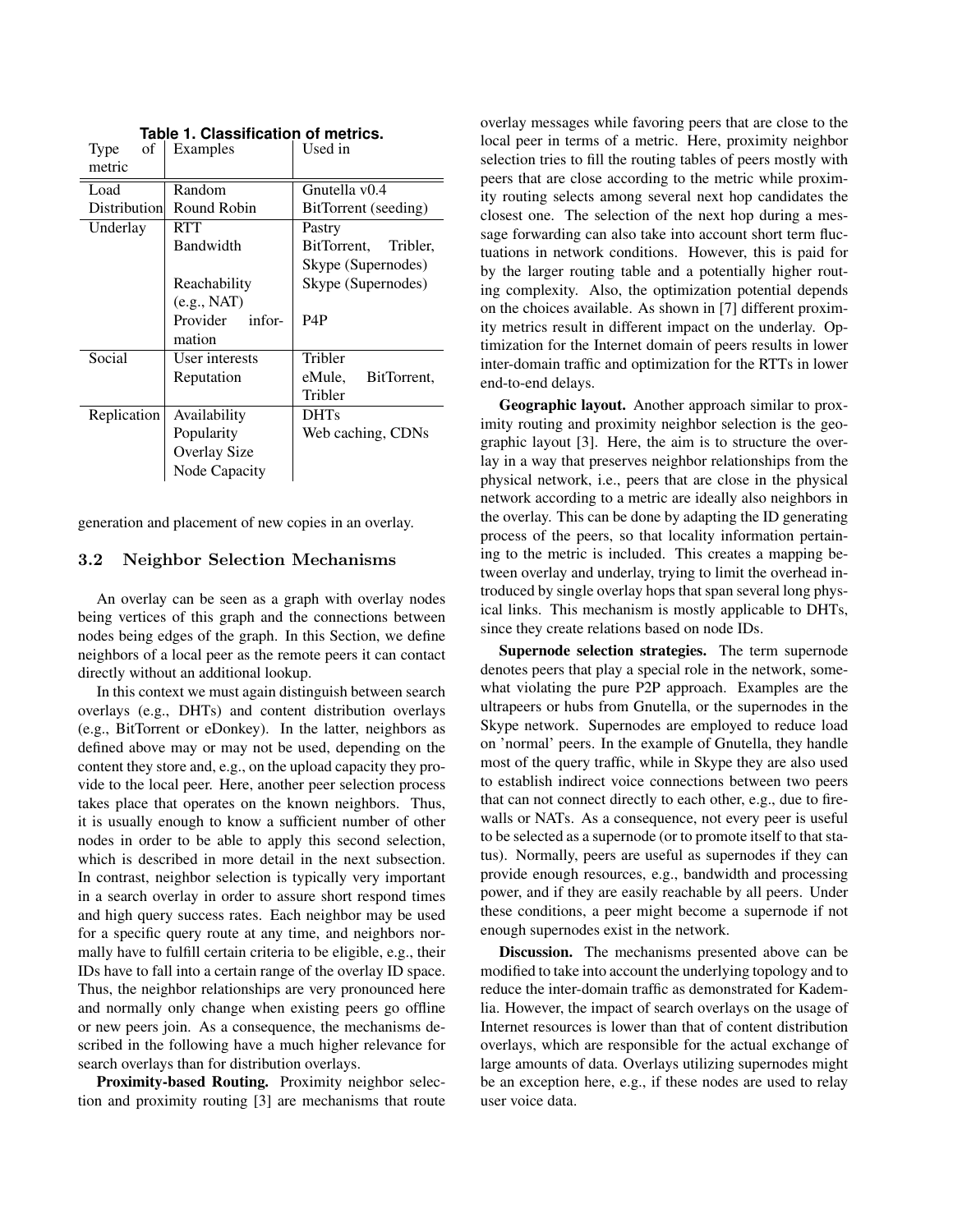**Table 1. Classification of metrics.**

| Type of metric | Examples | Used in |
|---|---|---|
| Load Distribution | Random | Gnutella v0.4 |
| | Round Robin | BitTorrent (seeding) |
| Underlay | RTT | Pastry |
| | Bandwidth | BitTorrent, Tribler, Skype (Supernodes) |
| | Reachability (e.g., NAT) | Skype (Supernodes) |
| | Provider information | P4P |
| Social | User interests | Tribler |
| | Reputation | eMule, BitTorrent, Tribler |
| Replication | Availability | DHTs |
| | Popularity | Web caching, CDNs |
| | Overlay Size | |
| | Node Capacity | |

generation and placement of new copies in an overlay.

### 3.2 Neighbor Selection Mechanisms

An overlay can be seen as a graph with overlay nodes being vertices of this graph and the connections between nodes being edges of the graph. In this Section, we define neighbors of a local peer as the remote peers it can contact directly without an additional lookup.

In this context we must again distinguish between search overlays (e.g., DHTs) and content distribution overlays (e.g., BitTorrent or eDonkey). In the latter, neighbors as defined above may or may not be used, depending on the content they store and, e.g., on the upload capacity they provide to the local peer. Here, another peer selection process takes place that operates on the known neighbors. Thus, it is usually enough to know a sufficient number of other nodes in order to be able to apply this second selection, which is described in more detail in the next subsection. In contrast, neighbor selection is typically very important in a search overlay in order to assure short respond times and high query success rates. Each neighbor may be used for a specific query route at any time, and neighbors normally have to fulfill certain criteria to be eligible, e.g., their IDs have to fall into a certain range of the overlay ID space. Thus, the neighbor relationships are very pronounced here and normally only change when existing peers go offline or new peers join. As a consequence, the mechanisms described in the following have a much higher relevance for search overlays than for distribution overlays.

**Proximity-based Routing.** Proximity neighbor selection and proximity routing [3] are mechanisms that route overlay messages while favoring peers that are close to the local peer in terms of a metric. Here, proximity neighbor selection tries to fill the routing tables of peers mostly with peers that are close according to the metric while proximity routing selects among several next hop candidates the closest one. The selection of the next hop during a message forwarding can also take into account short term fluctuations in network conditions. However, this is paid for by the larger routing table and a potentially higher routing complexity. Also, the optimization potential depends on the choices available. As shown in [7] different proximity metrics result in different impact on the underlay. Optimization for the Internet domain of peers results in lower inter-domain traffic and optimization for the RTTs in lower end-to-end delays.

**Geographic layout.** Another approach similar to proximity routing and proximity neighbor selection is the geographic layout [3]. Here, the aim is to structure the overlay in a way that preserves neighbor relationships from the physical network, i.e., peers that are close in the physical network according to a metric are ideally also neighbors in the overlay. This can be done by adapting the ID generating process of the peers, so that locality information pertaining to the metric is included. This creates a mapping between overlay and underlay, trying to limit the overhead introduced by single overlay hops that span several long physical links. This mechanism is mostly applicable to DHTs, since they create relations based on node IDs.

**Supernode selection strategies.** The term supernode denotes peers that play a special role in the network, somewhat violating the pure P2P approach. Examples are the ultrapeers or hubs from Gnutella, or the supernodes in the Skype network. Supernodes are employed to reduce load on 'normal' peers. In the example of Gnutella, they handle most of the query traffic, while in Skype they are also used to establish indirect voice connections between two peers that can not connect directly to each other, e.g., due to firewalls or NATs. As a consequence, not every peer is useful to be selected as a supernode (or to promote itself to that status). Normally, peers are useful as supernodes if they can provide enough resources, e.g., bandwidth and processing power, and if they are easily reachable by all peers. Under these conditions, a peer might become a supernode if not enough supernodes exist in the network.

**Discussion.** The mechanisms presented above can be modified to take into account the underlying topology and to reduce the inter-domain traffic as demonstrated for Kademlia. However, the impact of search overlays on the usage of Internet resources is lower than that of content distribution overlays, which are responsible for the actual exchange of large amounts of data. Overlays utilizing supernodes might be an exception here, e.g., if these nodes are used to relay user voice data.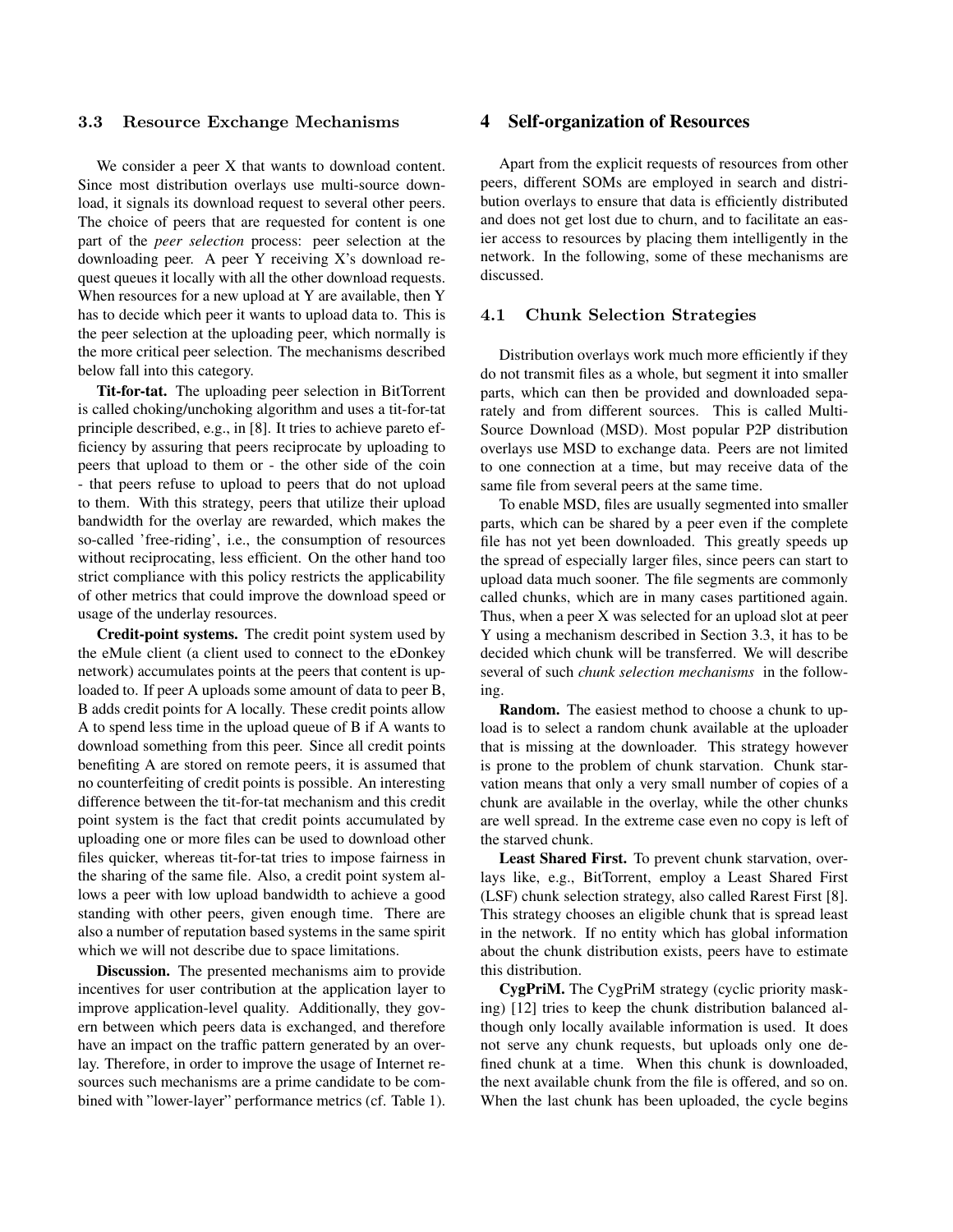### 3.3 Resource Exchange Mechanisms

We consider a peer X that wants to download content. Since most distribution overlays use multi-source download, it signals its download request to several other peers. The choice of peers that are requested for content is one part of the *peer selection* process: peer selection at the downloading peer. A peer Y receiving X's download request queues it locally with all the other download requests. When resources for a new upload at Y are available, then Y has to decide which peer it wants to upload data to. This is the peer selection at the uploading peer, which normally is the more critical peer selection. The mechanisms described below fall into this category.

**Tit-for-tat.** The uploading peer selection in BitTorrent is called choking/unchoking algorithm and uses a tit-for-tat principle described, e.g., in [8]. It tries to achieve pareto efficiency by assuring that peers reciprocate by uploading to peers that upload to them or - the other side of the coin - that peers refuse to upload to peers that do not upload to them. With this strategy, peers that utilize their upload bandwidth for the overlay are rewarded, which makes the so-called 'free-riding', i.e., the consumption of resources without reciprocating, less efficient. On the other hand too strict compliance with this policy restricts the applicability of other metrics that could improve the download speed or usage of the underlay resources.

**Credit-point systems.** The credit point system used by the eMule client (a client used to connect to the eDonkey network) accumulates points at the peers that content is uploaded to. If peer A uploads some amount of data to peer B, B adds credit points for A locally. These credit points allow A to spend less time in the upload queue of B if A wants to download something from this peer. Since all credit points benefiting A are stored on remote peers, it is assumed that no counterfeiting of credit points is possible. An interesting difference between the tit-for-tat mechanism and this credit point system is the fact that credit points accumulated by uploading one or more files can be used to download other files quicker, whereas tit-for-tat tries to impose fairness in the sharing of the same file. Also, a credit point system allows a peer with low upload bandwidth to achieve a good standing with other peers, given enough time. There are also a number of reputation based systems in the same spirit which we will not describe due to space limitations.

**Discussion.** The presented mechanisms aim to provide incentives for user contribution at the application layer to improve application-level quality. Additionally, they govern between which peers data is exchanged, and therefore have an impact on the traffic pattern generated by an overlay. Therefore, in order to improve the usage of Internet resources such mechanisms are a prime candidate to be combined with "lower-layer" performance metrics (cf. Table 1).

## 4 Self-organization of Resources

Apart from the explicit requests of resources from other peers, different SOMs are employed in search and distribution overlays to ensure that data is efficiently distributed and does not get lost due to churn, and to facilitate an easier access to resources by placing them intelligently in the network. In the following, some of these mechanisms are discussed.

### 4.1 Chunk Selection Strategies

Distribution overlays work much more efficiently if they do not transmit files as a whole, but segment it into smaller parts, which can then be provided and downloaded separately and from different sources. This is called Multi-Source Download (MSD). Most popular P2P distribution overlays use MSD to exchange data. Peers are not limited to one connection at a time, but may receive data of the same file from several peers at the same time.

To enable MSD, files are usually segmented into smaller parts, which can be shared by a peer even if the complete file has not yet been downloaded. This greatly speeds up the spread of especially larger files, since peers can start to upload data much sooner. The file segments are commonly called chunks, which are in many cases partitioned again. Thus, when a peer X was selected for an upload slot at peer Y using a mechanism described in Section 3.3, it has to be decided which chunk will be transferred. We will describe several of such *chunk selection mechanisms* in the following.

**Random.** The easiest method to choose a chunk to upload is to select a random chunk available at the uploader that is missing at the downloader. This strategy however is prone to the problem of chunk starvation. Chunk starvation means that only a very small number of copies of a chunk are available in the overlay, while the other chunks are well spread. In the extreme case even no copy is left of the starved chunk.

**Least Shared First.** To prevent chunk starvation, overlays like, e.g., BitTorrent, employ a Least Shared First (LSF) chunk selection strategy, also called Rarest First [8]. This strategy chooses an eligible chunk that is spread least in the network. If no entity which has global information about the chunk distribution exists, peers have to estimate this distribution.

**CygPriM.** The CygPriM strategy (cyclic priority masking) [12] tries to keep the chunk distribution balanced although only locally available information is used. It does not serve any chunk requests, but uploads only one defined chunk at a time. When this chunk is downloaded, the next available chunk from the file is offered, and so on. When the last chunk has been uploaded, the cycle begins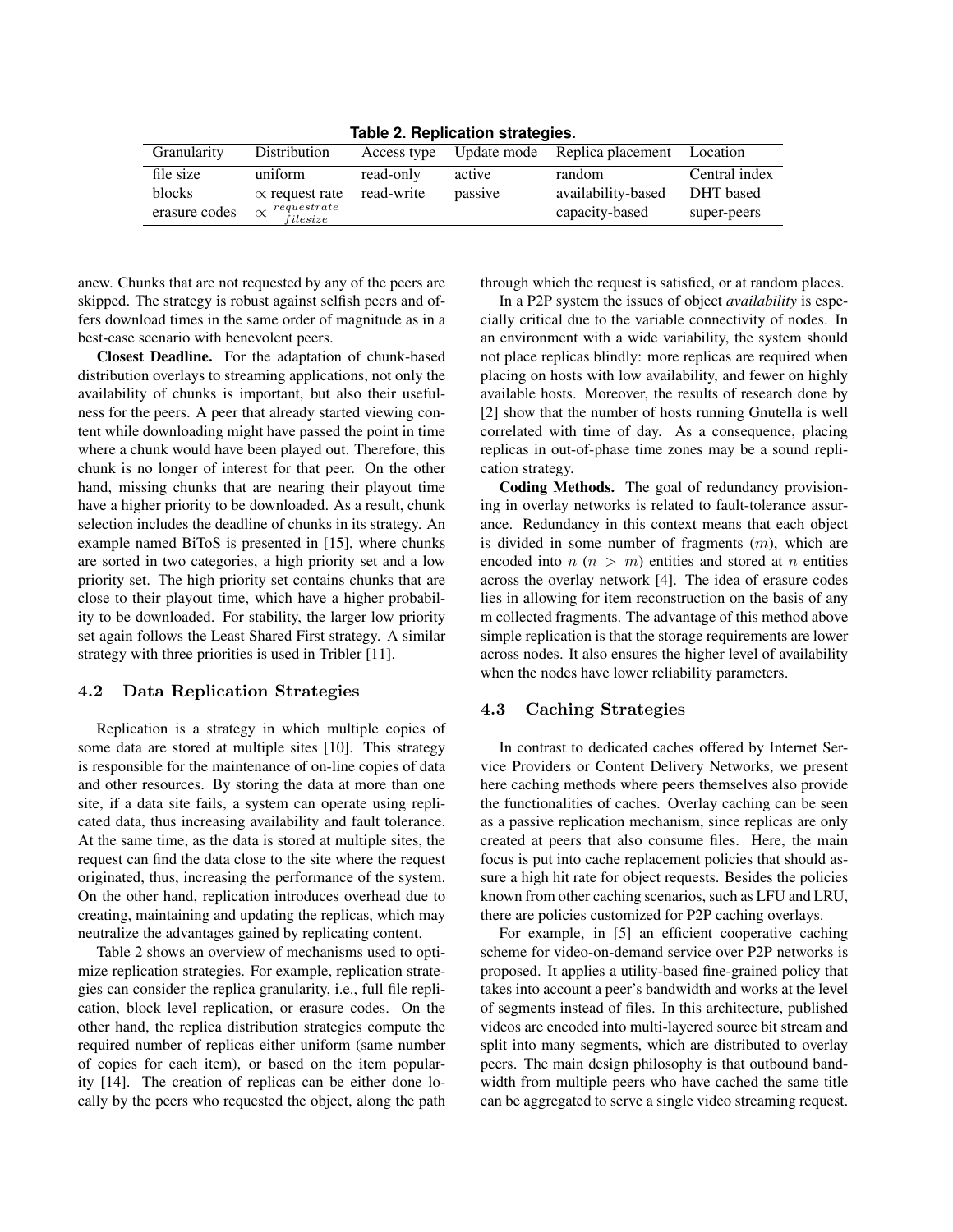**Table 2. Replication strategies.**

| Granularity | Distribution | Access type | Update mode | Replica placement | Location |
|---|---|---|---|---|---|
| file size | uniform | read-only | active | random | Central index |
| blocks | $\propto$ request rate | read-write | passive | availability-based | DHT based |
| erasure codes | $\propto \frac{requestrate}{filesize}$ | | | capacity-based | super-peers |

anew. Chunks that are not requested by any of the peers are skipped. The strategy is robust against selfish peers and offers download times in the same order of magnitude as in a best-case scenario with benevolent peers.

**Closest Deadline.** For the adaptation of chunk-based distribution overlays to streaming applications, not only the availability of chunks is important, but also their usefulness for the peers. A peer that already started viewing content while downloading might have passed the point in time where a chunk would have been played out. Therefore, this chunk is no longer of interest for that peer. On the other hand, missing chunks that are nearing their playout time have a higher priority to be downloaded. As a result, chunk selection includes the deadline of chunks in its strategy. An example named BiToS is presented in [15], where chunks are sorted in two categories, a high priority set and a low priority set. The high priority set contains chunks that are close to their playout time, which have a higher probability to be downloaded. For stability, the larger low priority set again follows the Least Shared First strategy. A similar strategy with three priorities is used in Tribler [11].

### 4.2 Data Replication Strategies

Replication is a strategy in which multiple copies of some data are stored at multiple sites [10]. This strategy is responsible for the maintenance of on-line copies of data and other resources. By storing the data at more than one site, if a data site fails, a system can operate using replicated data, thus increasing availability and fault tolerance. At the same time, as the data is stored at multiple sites, the request can find the data close to the site where the request originated, thus, increasing the performance of the system. On the other hand, replication introduces overhead due to creating, maintaining and updating the replicas, which may neutralize the advantages gained by replicating content.

Table 2 shows an overview of mechanisms used to optimize replication strategies. For example, replication strategies can consider the replica granularity, i.e., full file replication, block level replication, or erasure codes. On the other hand, the replica distribution strategies compute the required number of replicas either uniform (same number of copies for each item), or based on the item popularity [14]. The creation of replicas can be either done locally by the peers who requested the object, along the path through which the request is satisfied, or at random places.

In a P2P system the issues of object *availability* is especially critical due to the variable connectivity of nodes. In an environment with a wide variability, the system should not place replicas blindly: more replicas are required when placing on hosts with low availability, and fewer on highly available hosts. Moreover, the results of research done by [2] show that the number of hosts running Gnutella is well correlated with time of day. As a consequence, placing replicas in out-of-phase time zones may be a sound replication strategy.

**Coding Methods.** The goal of redundancy provisioning in overlay networks is related to fault-tolerance assurance. Redundancy in this context means that each object is divided in some number of fragments ($m$), which are encoded into $n$ ($n > m$) entities and stored at $n$ entities across the overlay network [4]. The idea of erasure codes lies in allowing for item reconstruction on the basis of any m collected fragments. The advantage of this method above simple replication is that the storage requirements are lower across nodes. It also ensures the higher level of availability when the nodes have lower reliability parameters.

### 4.3 Caching Strategies

In contrast to dedicated caches offered by Internet Service Providers or Content Delivery Networks, we present here caching methods where peers themselves also provide the functionalities of caches. Overlay caching can be seen as a passive replication mechanism, since replicas are only created at peers that also consume files. Here, the main focus is put into cache replacement policies that should assure a high hit rate for object requests. Besides the policies known from other caching scenarios, such as LFU and LRU, there are policies customized for P2P caching overlays.

For example, in [5] an efficient cooperative caching scheme for video-on-demand service over P2P networks is proposed. It applies a utility-based fine-grained policy that takes into account a peer's bandwidth and works at the level of segments instead of files. In this architecture, published videos are encoded into multi-layered source bit stream and split into many segments, which are distributed to overlay peers. The main design philosophy is that outbound bandwidth from multiple peers who have cached the same title can be aggregated to serve a single video streaming request.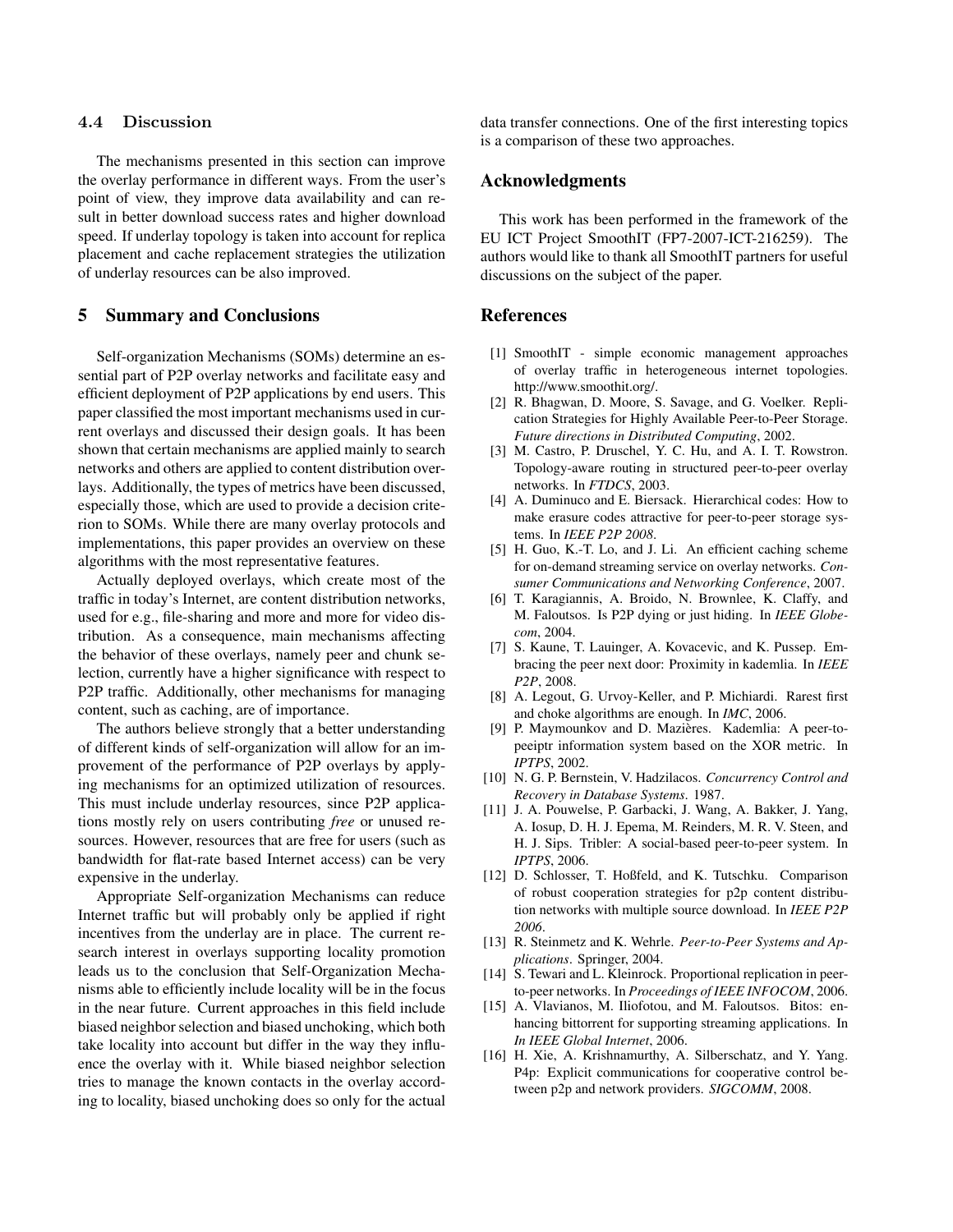### 4.4 Discussion

The mechanisms presented in this section can improve the overlay performance in different ways. From the user's point of view, they improve data availability and can result in better download success rates and higher download speed. If underlay topology is taken into account for replica placement and cache replacement strategies the utilization of underlay resources can be also improved.

## 5 Summary and Conclusions

Self-organization Mechanisms (SOMs) determine an essential part of P2P overlay networks and facilitate easy and efficient deployment of P2P applications by end users. This paper classified the most important mechanisms used in current overlays and discussed their design goals. It has been shown that certain mechanisms are applied mainly to search networks and others are applied to content distribution overlays. Additionally, the types of metrics have been discussed, especially those, which are used to provide a decision criterion to SOMs. While there are many overlay protocols and implementations, this paper provides an overview on these algorithms with the most representative features.

Actually deployed overlays, which create most of the traffic in today's Internet, are content distribution networks, used for e.g., file-sharing and more and more for video distribution. As a consequence, main mechanisms affecting the behavior of these overlays, namely peer and chunk selection, currently have a higher significance with respect to P2P traffic. Additionally, other mechanisms for managing content, such as caching, are of importance.

The authors believe strongly that a better understanding of different kinds of self-organization will allow for an improvement of the performance of P2P overlays by applying mechanisms for an optimized utilization of resources. This must include underlay resources, since P2P applications mostly rely on users contributing *free* or unused resources. However, resources that are free for users (such as bandwidth for flat-rate based Internet access) can be very expensive in the underlay.

Appropriate Self-organization Mechanisms can reduce Internet traffic but will probably only be applied if right incentives from the underlay are in place. The current research interest in overlays supporting locality promotion leads us to the conclusion that Self-Organization Mechanisms able to efficiently include locality will be in the focus in the near future. Current approaches in this field include biased neighbor selection and biased unchoking, which both take locality into account but differ in the way they influence the overlay with it. While biased neighbor selection tries to manage the known contacts in the overlay according to locality, biased unchoking does so only for the actual data transfer connections. One of the first interesting topics is a comparison of these two approaches.

## Acknowledgments

This work has been performed in the framework of the EU ICT Project SmoothIT (FP7-2007-ICT-216259). The authors would like to thank all SmoothIT partners for useful discussions on the subject of the paper.

## References

[1] SmoothIT - simple economic management approaches of overlay traffic in heterogeneous internet topologies. http://www.smoothit.org/.

[2] R. Bhagwan, D. Moore, S. Savage, and G. Voelker. Replication Strategies for Highly Available Peer-to-Peer Storage. *Future directions in Distributed Computing*, 2002.

[3] M. Castro, P. Druschel, Y. C. Hu, and A. I. T. Rowstron. Topology-aware routing in structured peer-to-peer overlay networks. In *FTDCS*, 2003.

[4] A. Duminuco and E. Biersack. Hierarchical codes: How to make erasure codes attractive for peer-to-peer storage systems. In *IEEE P2P 2008*.

[5] H. Guo, K.-T. Lo, and J. Li. An efficient caching scheme for on-demand streaming service on overlay networks. *Consumer Communications and Networking Conference*, 2007.

[6] T. Karagiannis, A. Broido, N. Brownlee, K. Claffy, and M. Faloutsos. Is P2P dying or just hiding. In *IEEE Globecom*, 2004.

[7] S. Kaune, T. Lauinger, A. Kovacevic, and K. Pussep. Embracing the peer next door: Proximity in kademlia. In *IEEE P2P*, 2008.

[8] A. Legout, G. Urvoy-Keller, and P. Michiardi. Rarest first and choke algorithms are enough. In *IMC*, 2006.

[9] P. Maymounkov and D. Mazières. Kademlia: A peer-topeeiptr information system based on the XOR metric. In *IPTPS*, 2002.

[10] N. G. P. Bernstein, V. Hadzilacos. *Concurrency Control and Recovery in Database Systems*. 1987.

[11] J. A. Pouwelse, P. Garbacki, J. Wang, A. Bakker, J. Yang, A. Iosup, D. H. J. Epema, M. Reinders, M. R. V. Steen, and H. J. Sips. Tribler: A social-based peer-to-peer system. In *IPTPS*, 2006.

[12] D. Schlosser, T. Hoßfeld, and K. Tutschku. Comparison of robust cooperation strategies for p2p content distribution networks with multiple source download. In *IEEE P2P 2006*.

[13] R. Steinmetz and K. Wehrle. *Peer-to-Peer Systems and Applications*. Springer, 2004.

[14] S. Tewari and L. Kleinrock. Proportional replication in peer-to-peer networks. In *Proceedings of IEEE INFOCOM*, 2006.

[15] A. Vlavianos, M. Iliofotou, and M. Faloutsos. Bitos: enhancing bittorrent for supporting streaming applications. In *In IEEE Global Internet*, 2006.

[16] H. Xie, A. Krishnamurthy, A. Silberschatz, and Y. Yang. P4p: Explicit communications for cooperative control between p2p and network providers. *SIGCOMM*, 2008.